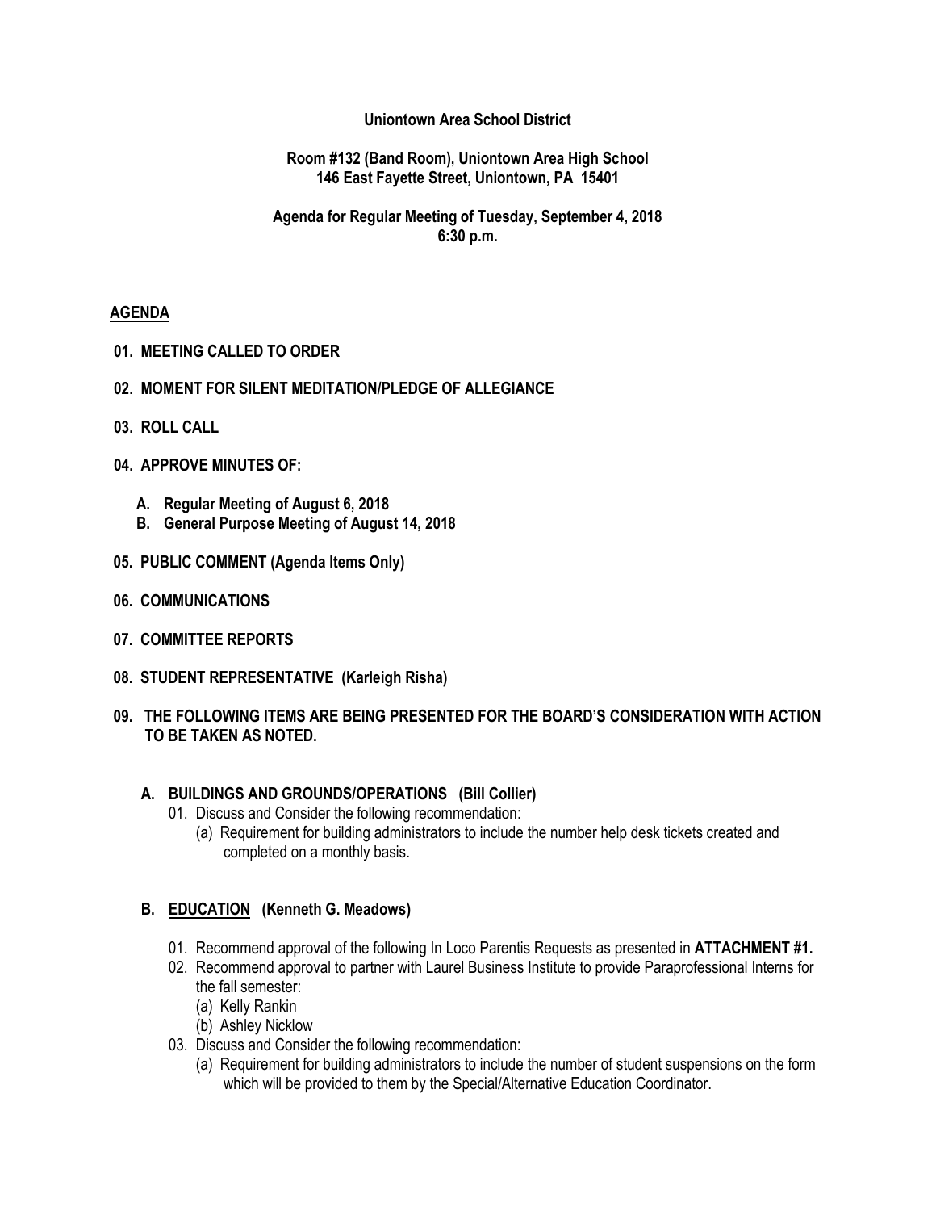**Uniontown Area School District**

**Room #132 (Band Room), Uniontown Area High School**
**146 East Fayette Street, Uniontown, PA 15401**

**Agenda for Regular Meeting of Tuesday, September 4, 2018**
**6:30 p.m.**

**AGENDA**

**01. MEETING CALLED TO ORDER**

**02. MOMENT FOR SILENT MEDITATION/PLEDGE OF ALLEGIANCE**

**03. ROLL CALL**

**04. APPROVE MINUTES OF:**

- **A. Regular Meeting of August 6, 2018**
- **B. General Purpose Meeting of August 14, 2018**

**05. PUBLIC COMMENT (Agenda Items Only)**

**06. COMMUNICATIONS**

**07. COMMITTEE REPORTS**

**08. STUDENT REPRESENTATIVE (Karleigh Risha)**

**09. THE FOLLOWING ITEMS ARE BEING PRESENTED FOR THE BOARD'S CONSIDERATION WITH ACTION TO BE TAKEN AS NOTED.**

**A. BUILDINGS AND GROUNDS/OPERATIONS (Bill Collier)**

01. Discuss and Consider the following recommendation:
    (a) Requirement for building administrators to include the number help desk tickets created and completed on a monthly basis.

**B. EDUCATION (Kenneth G. Meadows)**

01. Recommend approval of the following In Loco Parentis Requests as presented in **ATTACHMENT #1.**
02. Recommend approval to partner with Laurel Business Institute to provide Paraprofessional Interns for the fall semester:
    (a) Kelly Rankin
    (b) Ashley Nicklow
03. Discuss and Consider the following recommendation:
    (a) Requirement for building administrators to include the number of student suspensions on the form which will be provided to them by the Special/Alternative Education Coordinator.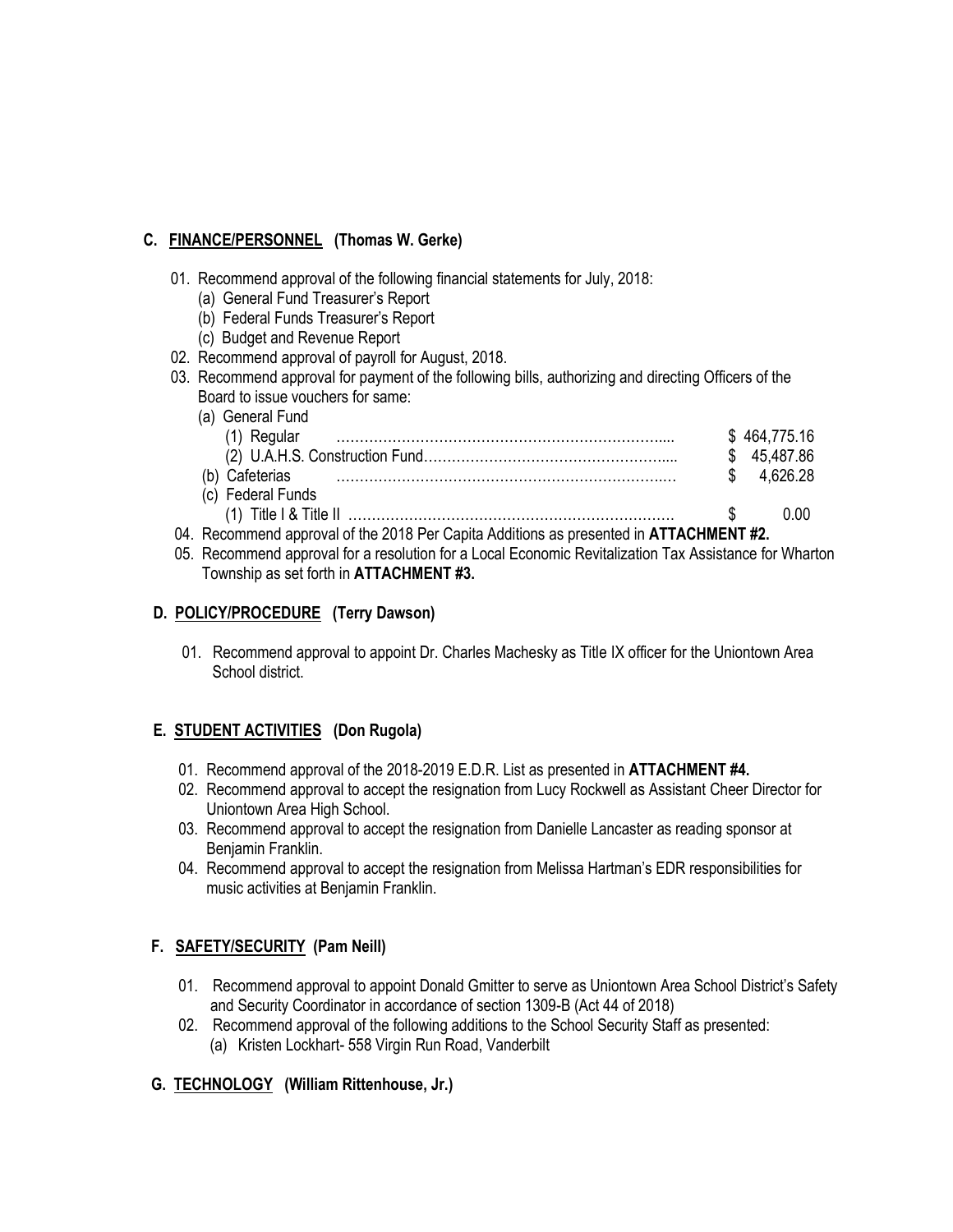## C. FINANCE/PERSONNEL (Thomas W. Gerke)

01. Recommend approval of the following financial statements for July, 2018:
    - (a) General Fund Treasurer's Report
    - (b) Federal Funds Treasurer's Report
    - (c) Budget and Revenue Report
02. Recommend approval of payroll for August, 2018.
03. Recommend approval for payment of the following bills, authorizing and directing Officers of the Board to issue vouchers for same:
    - (a) General Fund
        - (1) Regular ………………………………………………………….... $ 464,775.16
        - (2) U.A.H.S. Construction Fund……………………………………….... $ 45,487.86
    - (b) Cafeterias ………………………………………………………..… $ 4,626.28
    - (c) Federal Funds
        - (1) Title I & Title II ……………………………………………………. $ 0.00
04. Recommend approval of the 2018 Per Capita Additions as presented in **ATTACHMENT #2.**
05. Recommend approval for a resolution for a Local Economic Revitalization Tax Assistance for Wharton Township as set forth in **ATTACHMENT #3.**

## D. POLICY/PROCEDURE (Terry Dawson)

01. Recommend approval to appoint Dr. Charles Machesky as Title IX officer for the Uniontown Area School district.

## E. STUDENT ACTIVITIES (Don Rugola)

01. Recommend approval of the 2018-2019 E.D.R. List as presented in **ATTACHMENT #4.**
02. Recommend approval to accept the resignation from Lucy Rockwell as Assistant Cheer Director for Uniontown Area High School.
03. Recommend approval to accept the resignation from Danielle Lancaster as reading sponsor at Benjamin Franklin.
04. Recommend approval to accept the resignation from Melissa Hartman's EDR responsibilities for music activities at Benjamin Franklin.

## F. SAFETY/SECURITY (Pam Neill)

01. Recommend approval to appoint Donald Gmitter to serve as Uniontown Area School District's Safety and Security Coordinator in accordance of section 1309-B (Act 44 of 2018)
02. Recommend approval of the following additions to the School Security Staff as presented:
    - (a) Kristen Lockhart- 558 Virgin Run Road, Vanderbilt

## G. TECHNOLOGY (William Rittenhouse, Jr.)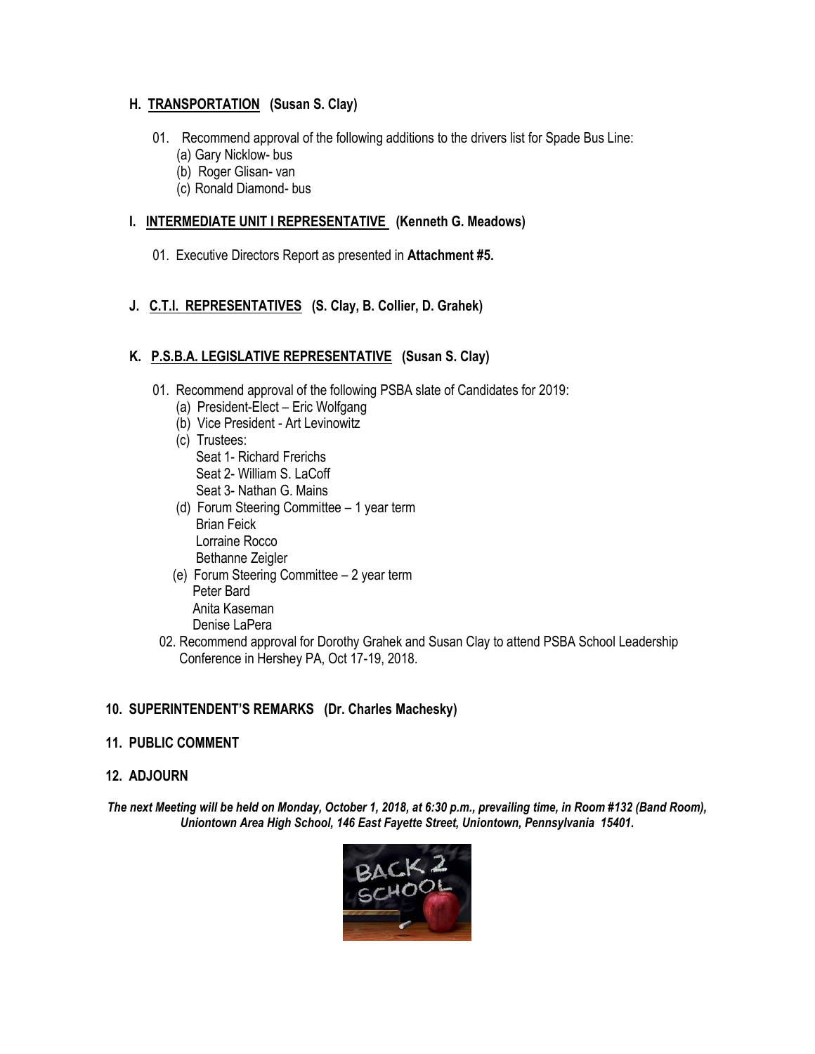**H. <u>TRANSPORTATION</u> (Susan S. Clay)**

01. Recommend approval of the following additions to the drivers list for Spade Bus Line:
    - (a) Gary Nicklow- bus
    - (b) Roger Glisan- van
    - (c) Ronald Diamond- bus

**I. <u>INTERMEDIATE UNIT I REPRESENTATIVE</u> (Kenneth G. Meadows)**

01. Executive Directors Report as presented in **Attachment #5.**

**J. <u>C.T.I. REPRESENTATIVES</u> (S. Clay, B. Collier, D. Grahek)**

**K. <u>P.S.B.A. LEGISLATIVE REPRESENTATIVE</u> (Susan S. Clay)**

01. Recommend approval of the following PSBA slate of Candidates for 2019:
    - (a) President-Elect – Eric Wolfgang
    - (b) Vice President - Art Levinowitz
    - (c) Trustees:
      - Seat 1- Richard Frerichs
      - Seat 2- William S. LaCoff
      - Seat 3- Nathan G. Mains
    - (d) Forum Steering Committee – 1 year term
      - Brian Feick
      - Lorraine Rocco
      - Bethanne Zeigler
    - (e) Forum Steering Committee – 2 year term
      - Peter Bard
      - Anita Kaseman
      - Denise LaPera

02. Recommend approval for Dorothy Grahek and Susan Clay to attend PSBA School Leadership Conference in Hershey PA, Oct 17-19, 2018.

**10. SUPERINTENDENT'S REMARKS (Dr. Charles Machesky)**

**11. PUBLIC COMMENT**

**12. ADJOURN**

***The next Meeting will be held on Monday, October 1, 2018, at 6:30 p.m., prevailing time, in Room #132 (Band Room), Uniontown Area High School, 146 East Fayette Street, Uniontown, Pennsylvania 15401.***